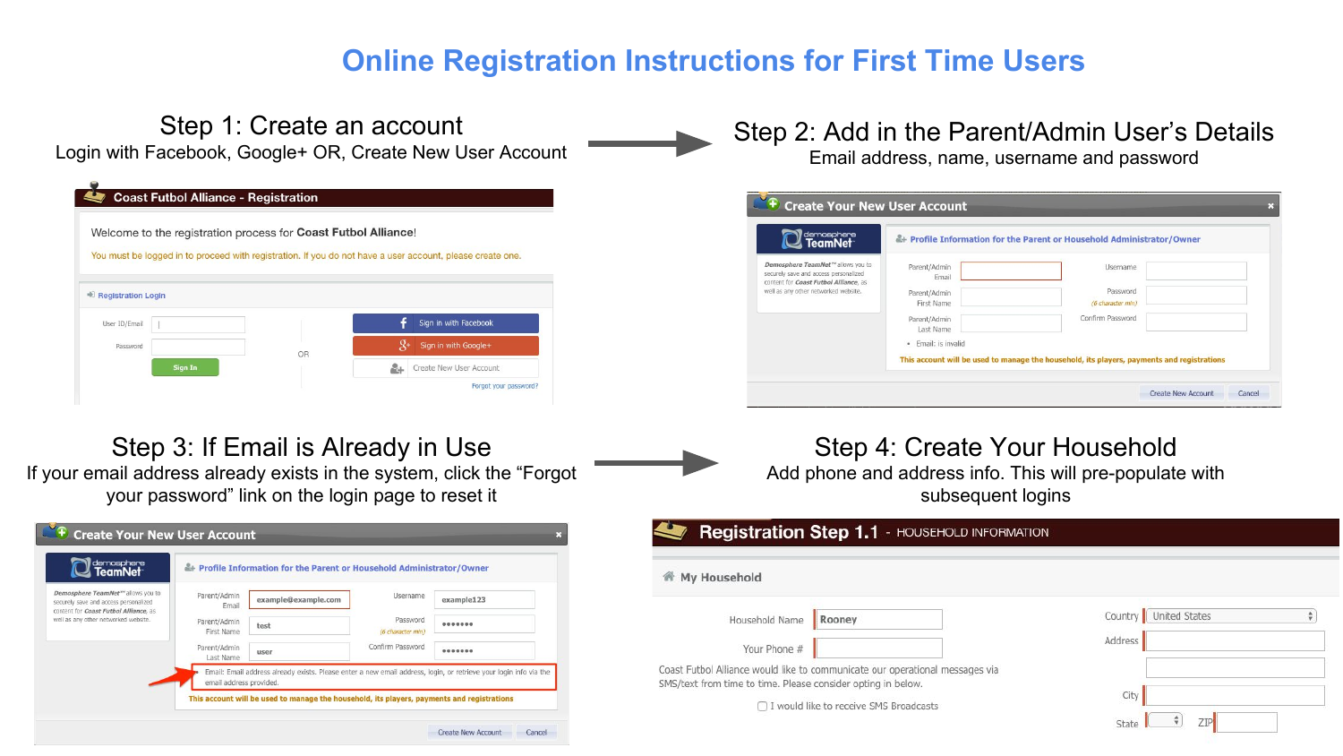# Online Registration Instructions for First Time Users

## Step 1: Create an account

Login with Facebook, Google+ OR, Create New User Account

**Coast Futbol Alliance - Registration**

Welcome to the registration process for **Coast Futbol Alliance**!

You must be logged in to proceed with registration. If you do not have a user account, please create one.

Registration Login

User ID/Email

Password

Sign In

OR

Sign in with Facebook

Sign in with Google+

Create New User Account

Forgot your password?

## Step 2: Add in the Parent/Admin User's Details

Email address, name, username and password

**Create Your New User Account**

Profile Information for the Parent or Household Administrator/Owner

*Demosphere TeamNet™* allows you to securely save and access personalized content for *Coast Futbol Alliance*, as well as any other networked website.

Parent/Admin Email

Parent/Admin First Name

Parent/Admin Last Name

Username

Password (6 character min)

Confirm Password

- Email: is invalid

This account will be used to manage the household, its players, payments and registrations

Create New Account | Cancel

## Step 3: If Email is Already in Use

If your email address already exists in the system, click the "Forgot your password" link on the login page to reset it

**Create Your New User Account**

Profile Information for the Parent or Household Administrator/Owner

Parent/Admin Email: example@example.com

Parent/Admin First Name: test

Parent/Admin Last Name: user

Username: example123

Password (6 character min): •••••••

Confirm Password: •••••••

Email: Email address already exists. Please enter a new email address, login, or retrieve your login info via the email address provided.

This account will be used to manage the household, its players, payments and registrations

Create New Account | Cancel

## Step 4: Create Your Household

Add phone and address info. This will pre-populate with subsequent logins

**Registration Step 1.1** - HOUSEHOLD INFORMATION

**My Household**

Household Name: Rooney

Your Phone #

Coast Futbol Alliance would like to communicate our operational messages via SMS/text from time to time. Please consider opting in below.

☐ I would like to receive SMS Broadcasts

Country: United States

Address

City

State

ZIP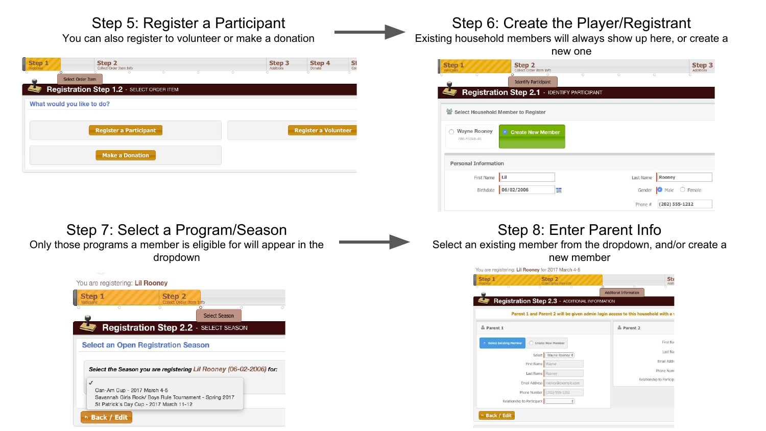## Step 5: Register a Participant

You can also register to volunteer or make a donation

Step 1 Welcome | Step 2 Collect Order Item Info | Step 3 Additions | Step 4 Donate

Select Order Item

**Registration Step 1.2** - SELECT ORDER ITEM

What would you like to do?

Register a Participant

Register a Volunteer

Make a Donation

## Step 6: Create the Player/Registrant

Existing household members will always show up here, or create a new one

Step 1 Welcome | Step 2 Collect Order Item Info | Step 3 Additions

Identify Participant

**Registration Step 2.1** - IDENTIFY PARTICIPANT

Select Household Member to Register

Wayne Rooney

Create New Member

Personal Information

First Name: Lil

Last Name: Rooney

Birthdate: 06/02/2006

Gender: Male / Female

Phone #: (202) 555-1212

## Step 7: Select a Program/Season

Only those programs a member is eligible for will appear in the dropdown

You are registering: Lil Rooney

Step 1 Welcome | Step 2 Collect Order Item Info

Select Season

**Registration Step 2.2** - SELECT SEASON

Select an Open Registration Season

*Select the Season you are registering Lil Rooney (06-02-2006) for:*

- Can-Am Cup - 2017 March 4-5
- Savannah Girls Rock/ Boys Rule Tournament - Spring 2017
- St Patrick's Day Cup - 2017 March 11-12

Back / Edit

## Step 8: Enter Parent Info

Select an existing member from the dropdown, and/or create a new member

You are registering: Lil Rooney for 2017 March 4-5

Step 1 Welcome | Step 2 Collect Order Item Info

Additional Information

**Registration Step 2.3** - ADDITIONAL INFORMATION

Parent 1 and Parent 2 will be given admin login access to this household with a

Parent 1

Select Existing Member / Create New Member

Select: Wayne Rooney

First Name: Wayne

Last Name: Rooney

Email Address: rooney@example.com

Phone Number: (202) 555-1212

Relationship to Participant

Parent 2

First Name

Last Name

Email Address

Phone Number

Relationship to Participant

Back / Edit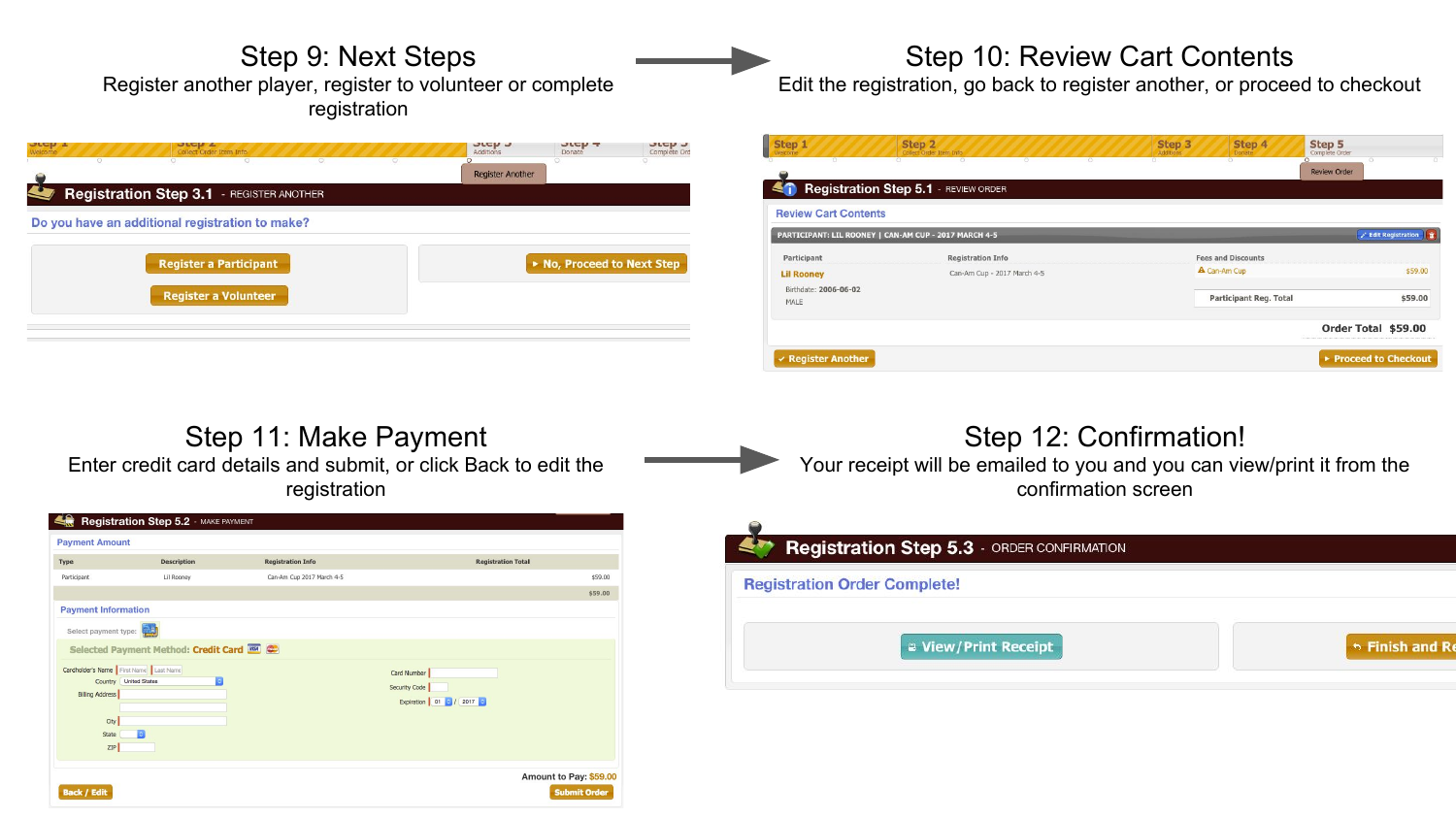## Step 9: Next Steps

Register another player, register to volunteer or complete registration

Step 1 Welcome | Step 2 Collect Order Items Info | Step 3 Additions | Step 4 Donate | Step 5 Complete Order

Register Another

**Registration Step 3.1** - REGISTER ANOTHER

Do you have an additional registration to make?

Register a Participant

Register a Volunteer

No, Proceed to Next Step

## Step 10: Review Cart Contents

Edit the registration, go back to register another, or proceed to checkout

Step 1 Welcome | Step 2 Collect Order Item Info | Step 3 Additions | Step 4 Donate | Step 5 Complete Order

Review Order

**Registration Step 5.1** - REVIEW ORDER

Review Cart Contents

PARTICIPANT: LIL ROONEY | CAN-AM CUP - 2017 MARCH 4-5 — Edit Registration

| Participant | Registration Info | Fees and Discounts | |
|---|---|---|---|
| Lil Rooney | Can-Am Cup - 2017 March 4-5 | Can-Am Cup | $59.00 |
| Birthdate: 2006-06-02 | | | |
| MALE | | Participant Reg. Total | $59.00 |

Order Total $59.00

Register Another — Proceed to Checkout

## Step 11: Make Payment

Enter credit card details and submit, or click Back to edit the registration

**Registration Step 5.2** - MAKE PAYMENT

Payment Amount

| Type | Description | Registration Info | Registration Total |
|---|---|---|---|
| Participant | Lil Rooney | Can-Am Cup 2017 March 4-5 | $59.00 |
| | | | $59.00 |

Payment Information

Select payment type:

Selected Payment Method: Credit Card

Cardholder's Name: First Name / Last Name

Country: United States

Billing Address

City

State

ZIP

Card Number

Security Code

Expiration: 01 / 2017

Amount to Pay: $59.00

Back / Edit — Submit Order

## Step 12: Confirmation!

Your receipt will be emailed to you and you can view/print it from the confirmation screen

**Registration Step 5.3** - ORDER CONFIRMATION

Registration Order Complete!

View/Print Receipt

Finish and Re